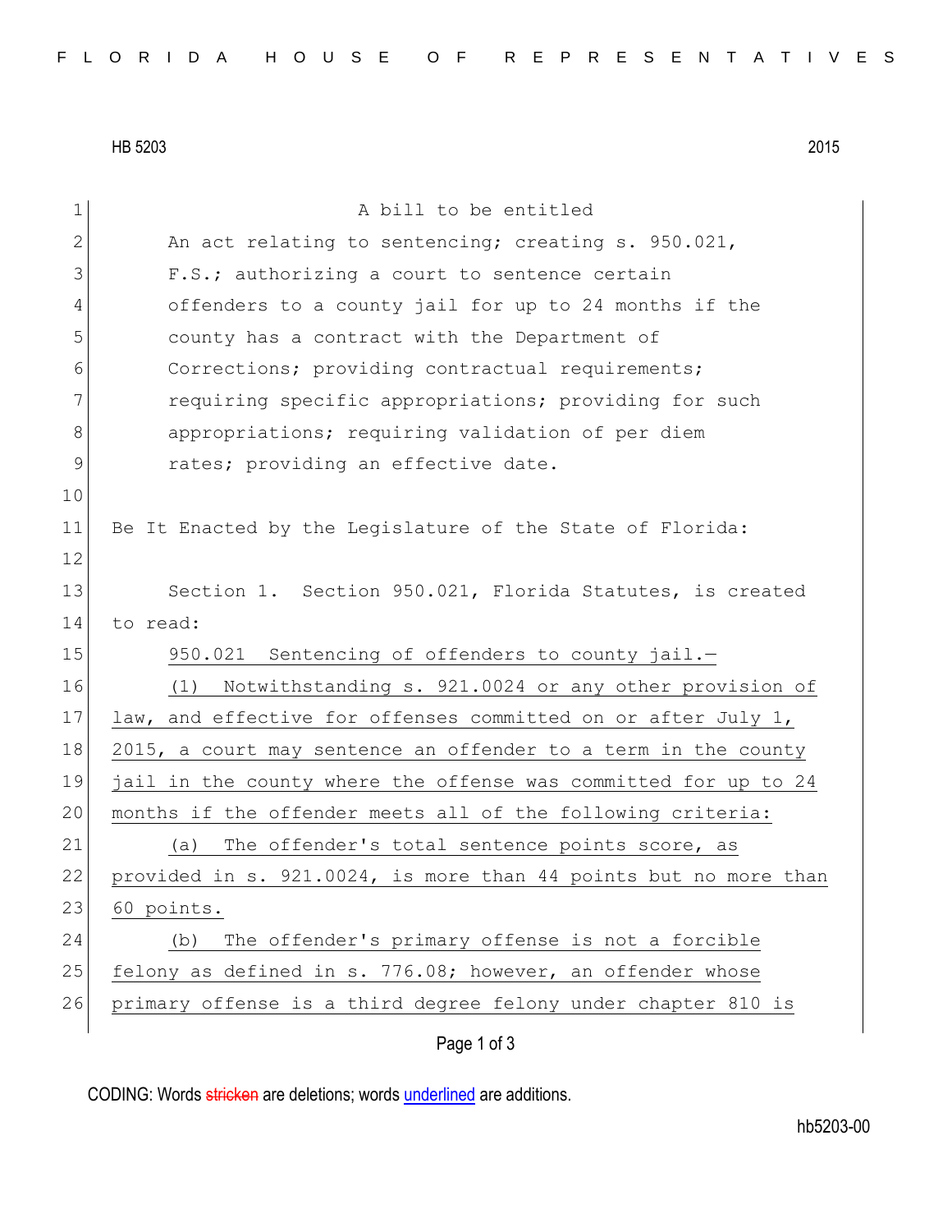HB 5203 2015

A bill to be entitled

An act relating to sentencing; creating s. 950.021, F.S.; authorizing a court to sentence certain offenders to a county jail for up to 24 months if the county has a contract with the Department of Corrections; providing contractual requirements; requiring specific appropriations; providing for such appropriations; requiring validation of per diem rates; providing an effective date.

Be It Enacted by the Legislature of the State of Florida:

Section 1. Section 950.021, Florida Statutes, is created to read:

950.021 Sentencing of offenders to county jail.—

(1) Notwithstanding s. 921.0024 or any other provision of law, and effective for offenses committed on or after July 1, 2015, a court may sentence an offender to a term in the county jail in the county where the offense was committed for up to 24 months if the offender meets all of the following criteria:

(a) The offender's total sentence points score, as provided in s. 921.0024, is more than 44 points but no more than 60 points.

(b) The offender's primary offense is not a forcible felony as defined in s. 776.08; however, an offender whose primary offense is a third degree felony under chapter 810 is

CODING: Words stricken are deletions; words underlined are additions.

hb5203-00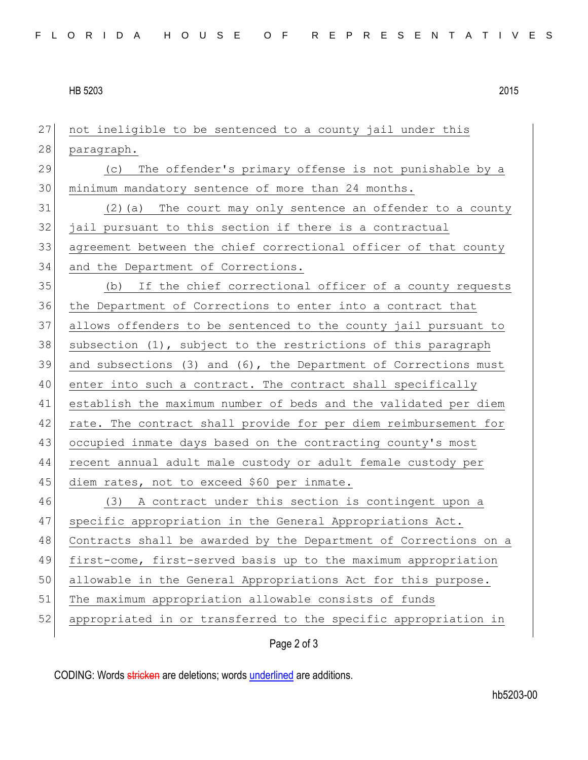not ineligible to be sentenced to a county jail under this paragraph.

(c) The offender's primary offense is not punishable by a minimum mandatory sentence of more than 24 months.

(2)(a) The court may only sentence an offender to a county jail pursuant to this section if there is a contractual agreement between the chief correctional officer of that county and the Department of Corrections.

(b) If the chief correctional officer of a county requests the Department of Corrections to enter into a contract that allows offenders to be sentenced to the county jail pursuant to subsection (1), subject to the restrictions of this paragraph and subsections (3) and (6), the Department of Corrections must enter into such a contract. The contract shall specifically establish the maximum number of beds and the validated per diem rate. The contract shall provide for per diem reimbursement for occupied inmate days based on the contracting county's most recent annual adult male custody or adult female custody per diem rates, not to exceed $60 per inmate.

(3) A contract under this section is contingent upon a specific appropriation in the General Appropriations Act. Contracts shall be awarded by the Department of Corrections on a first-come, first-served basis up to the maximum appropriation allowable in the General Appropriations Act for this purpose. The maximum appropriation allowable consists of funds appropriated in or transferred to the specific appropriation in

CODING: Words stricken are deletions; words underlined are additions.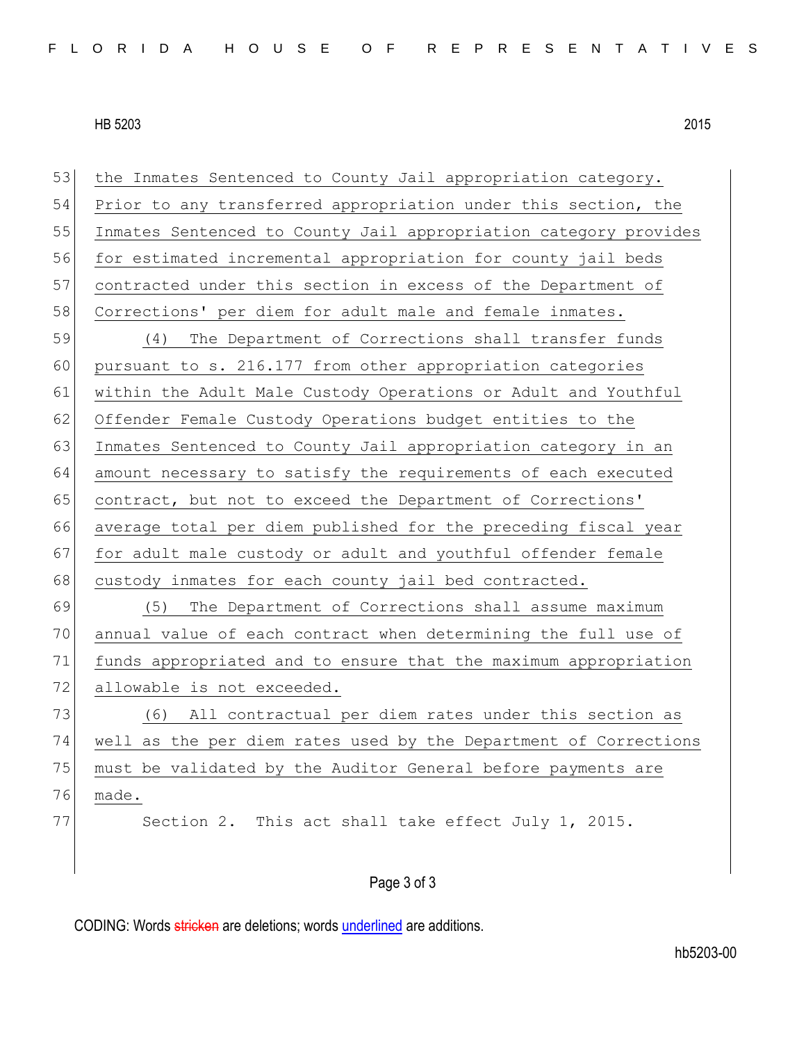the Inmates Sentenced to County Jail appropriation category. Prior to any transferred appropriation under this section, the Inmates Sentenced to County Jail appropriation category provides for estimated incremental appropriation for county jail beds contracted under this section in excess of the Department of Corrections' per diem for adult male and female inmates.

(4) The Department of Corrections shall transfer funds pursuant to s. 216.177 from other appropriation categories within the Adult Male Custody Operations or Adult and Youthful Offender Female Custody Operations budget entities to the Inmates Sentenced to County Jail appropriation category in an amount necessary to satisfy the requirements of each executed contract, but not to exceed the Department of Corrections' average total per diem published for the preceding fiscal year for adult male custody or adult and youthful offender female custody inmates for each county jail bed contracted.

(5) The Department of Corrections shall assume maximum annual value of each contract when determining the full use of funds appropriated and to ensure that the maximum appropriation allowable is not exceeded.

(6) All contractual per diem rates under this section as well as the per diem rates used by the Department of Corrections must be validated by the Auditor General before payments are made.

Section 2. This act shall take effect July 1, 2015.

CODING: Words stricken are deletions; words underlined are additions.